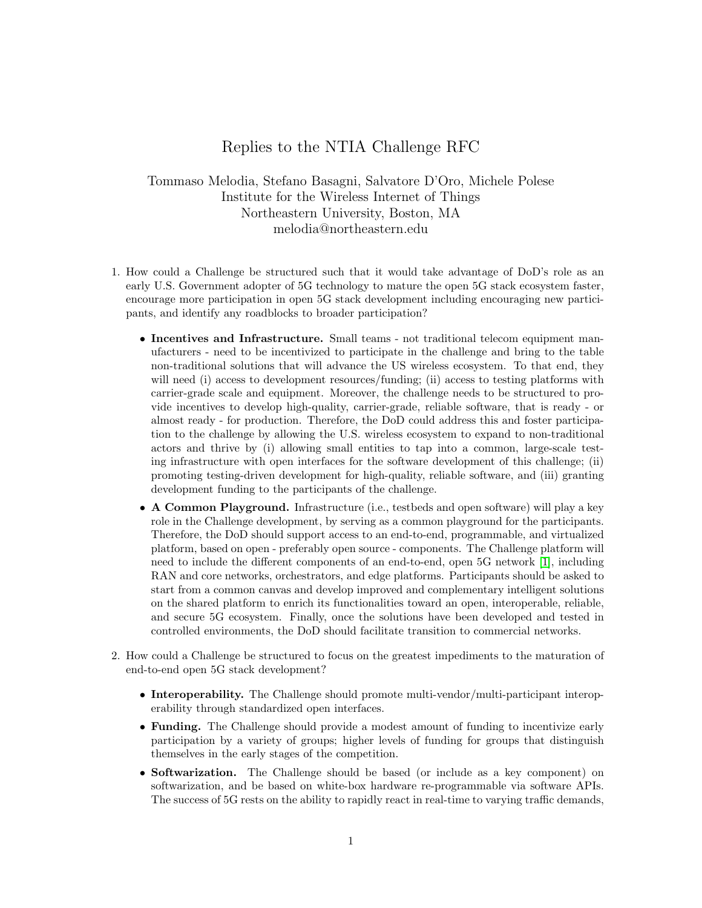# Replies to the NTIA Challenge RFC

Tommaso Melodia, Stefano Basagni, Salvatore D'Oro, Michele Polese
Institute for the Wireless Internet of Things
Northeastern University, Boston, MA
melodia@northeastern.edu

1. How could a Challenge be structured such that it would take advantage of DoD's role as an early U.S. Government adopter of 5G technology to mature the open 5G stack ecosystem faster, encourage more participation in open 5G stack development including encouraging new participants, and identify any roadblocks to broader participation?

   - **Incentives and Infrastructure.** Small teams - not traditional telecom equipment manufacturers - need to be incentivized to participate in the challenge and bring to the table non-traditional solutions that will advance the US wireless ecosystem. To that end, they will need (i) access to development resources/funding; (ii) access to testing platforms with carrier-grade scale and equipment. Moreover, the challenge needs to be structured to provide incentives to develop high-quality, carrier-grade, reliable software, that is ready - or almost ready - for production. Therefore, the DoD could address this and foster participation to the challenge by allowing the U.S. wireless ecosystem to expand to non-traditional actors and thrive by (i) allowing small entities to tap into a common, large-scale testing infrastructure with open interfaces for the software development of this challenge; (ii) promoting testing-driven development for high-quality, reliable software, and (iii) granting development funding to the participants of the challenge.
   - **A Common Playground.** Infrastructure (i.e., testbeds and open software) will play a key role in the Challenge development, by serving as a common playground for the participants. Therefore, the DoD should support access to an end-to-end, programmable, and virtualized platform, based on open - preferably open source - components. The Challenge platform will need to include the different components of an end-to-end, open 5G network [1], including RAN and core networks, orchestrators, and edge platforms. Participants should be asked to start from a common canvas and develop improved and complementary intelligent solutions on the shared platform to enrich its functionalities toward an open, interoperable, reliable, and secure 5G ecosystem. Finally, once the solutions have been developed and tested in controlled environments, the DoD should facilitate transition to commercial networks.

2. How could a Challenge be structured to focus on the greatest impediments to the maturation of end-to-end open 5G stack development?

   - **Interoperability.** The Challenge should promote multi-vendor/multi-participant interoperability through standardized open interfaces.
   - **Funding.** The Challenge should provide a modest amount of funding to incentivize early participation by a variety of groups; higher levels of funding for groups that distinguish themselves in the early stages of the competition.
   - **Softwarization.** The Challenge should be based (or include as a key component) on softwarization, and be based on white-box hardware re-programmable via software APIs. The success of 5G rests on the ability to rapidly react in real-time to varying traffic demands,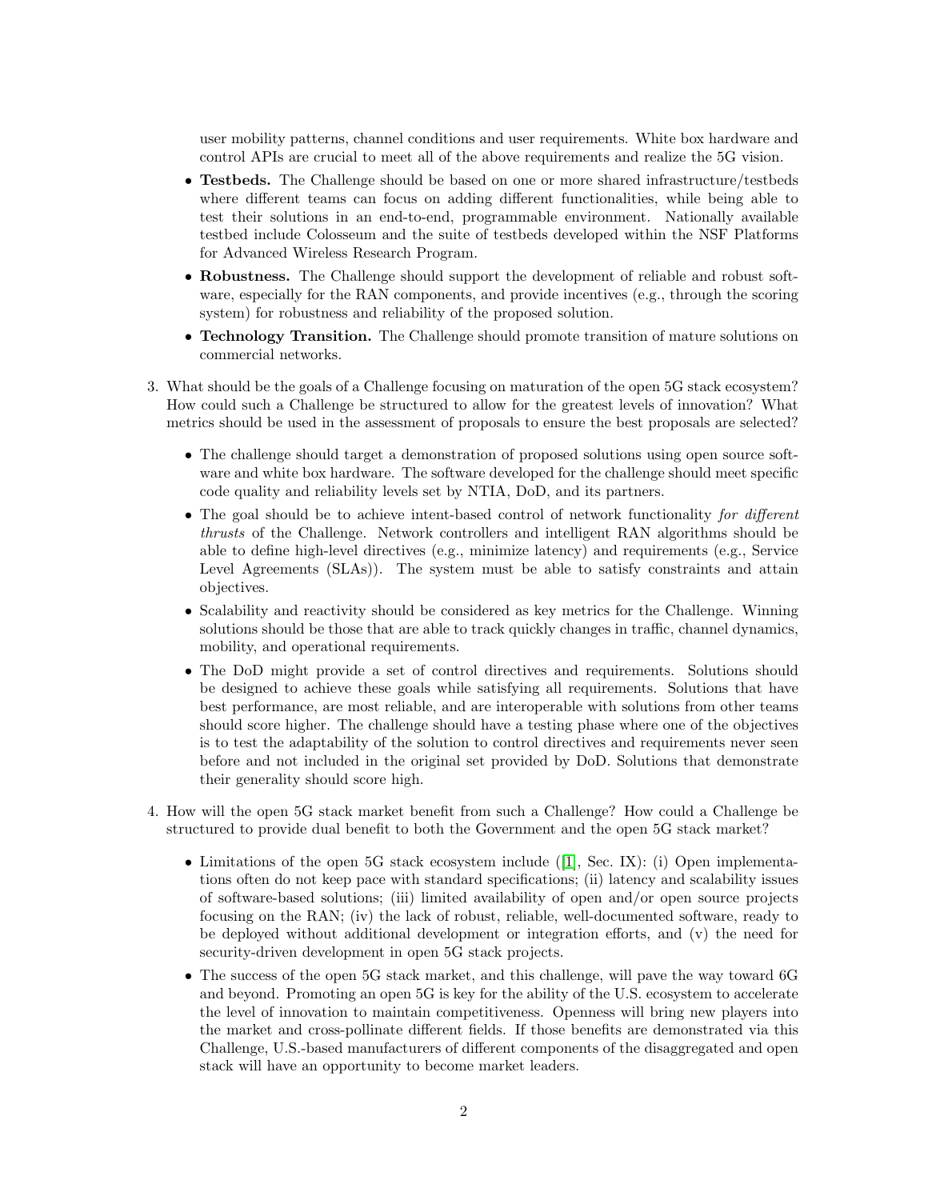user mobility patterns, channel conditions and user requirements. White box hardware and control APIs are crucial to meet all of the above requirements and realize the 5G vision.

- **Testbeds.** The Challenge should be based on one or more shared infrastructure/testbeds where different teams can focus on adding different functionalities, while being able to test their solutions in an end-to-end, programmable environment. Nationally available testbed include Colosseum and the suite of testbeds developed within the NSF Platforms for Advanced Wireless Research Program.
- **Robustness.** The Challenge should support the development of reliable and robust software, especially for the RAN components, and provide incentives (e.g., through the scoring system) for robustness and reliability of the proposed solution.
- **Technology Transition.** The Challenge should promote transition of mature solutions on commercial networks.

3. What should be the goals of a Challenge focusing on maturation of the open 5G stack ecosystem? How could such a Challenge be structured to allow for the greatest levels of innovation? What metrics should be used in the assessment of proposals to ensure the best proposals are selected?

   - The challenge should target a demonstration of proposed solutions using open source software and white box hardware. The software developed for the challenge should meet specific code quality and reliability levels set by NTIA, DoD, and its partners.
   - The goal should be to achieve intent-based control of network functionality *for different thrusts* of the Challenge. Network controllers and intelligent RAN algorithms should be able to define high-level directives (e.g., minimize latency) and requirements (e.g., Service Level Agreements (SLAs)). The system must be able to satisfy constraints and attain objectives.
   - Scalability and reactivity should be considered as key metrics for the Challenge. Winning solutions should be those that are able to track quickly changes in traffic, channel dynamics, mobility, and operational requirements.
   - The DoD might provide a set of control directives and requirements. Solutions should be designed to achieve these goals while satisfying all requirements. Solutions that have best performance, are most reliable, and are interoperable with solutions from other teams should score higher. The challenge should have a testing phase where one of the objectives is to test the adaptability of the solution to control directives and requirements never seen before and not included in the original set provided by DoD. Solutions that demonstrate their generality should score high.

4. How will the open 5G stack market benefit from such a Challenge? How could a Challenge be structured to provide dual benefit to both the Government and the open 5G stack market?

   - Limitations of the open 5G stack ecosystem include ([1], Sec. IX): (i) Open implementations often do not keep pace with standard specifications; (ii) latency and scalability issues of software-based solutions; (iii) limited availability of open and/or open source projects focusing on the RAN; (iv) the lack of robust, reliable, well-documented software, ready to be deployed without additional development or integration efforts, and (v) the need for security-driven development in open 5G stack projects.
   - The success of the open 5G stack market, and this challenge, will pave the way toward 6G and beyond. Promoting an open 5G is key for the ability of the U.S. ecosystem to accelerate the level of innovation to maintain competitiveness. Openness will bring new players into the market and cross-pollinate different fields. If those benefits are demonstrated via this Challenge, U.S.-based manufacturers of different components of the disaggregated and open stack will have an opportunity to become market leaders.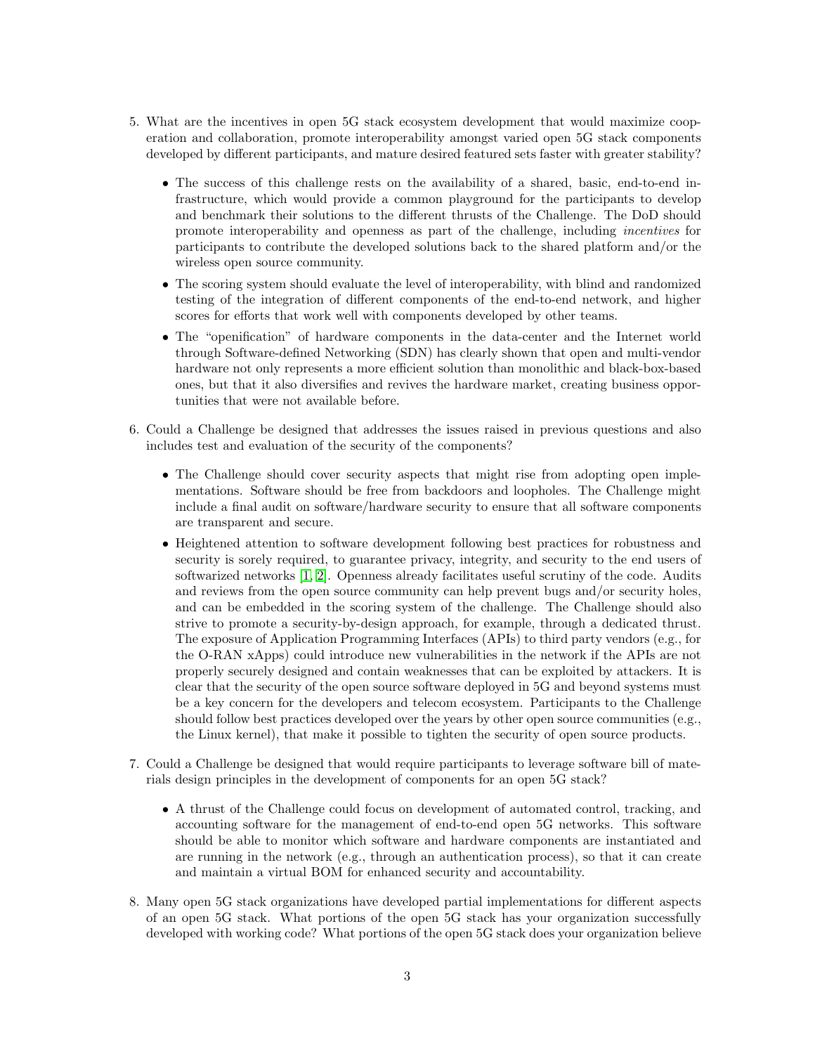5. What are the incentives in open 5G stack ecosystem development that would maximize cooperation and collaboration, promote interoperability amongst varied open 5G stack components developed by different participants, and mature desired featured sets faster with greater stability?

   - The success of this challenge rests on the availability of a shared, basic, end-to-end infrastructure, which would provide a common playground for the participants to develop and benchmark their solutions to the different thrusts of the Challenge. The DoD should promote interoperability and openness as part of the challenge, including *incentives* for participants to contribute the developed solutions back to the shared platform and/or the wireless open source community.
   - The scoring system should evaluate the level of interoperability, with blind and randomized testing of the integration of different components of the end-to-end network, and higher scores for efforts that work well with components developed by other teams.
   - The "openification" of hardware components in the data-center and the Internet world through Software-defined Networking (SDN) has clearly shown that open and multi-vendor hardware not only represents a more efficient solution than monolithic and black-box-based ones, but that it also diversifies and revives the hardware market, creating business opportunities that were not available before.

6. Could a Challenge be designed that addresses the issues raised in previous questions and also includes test and evaluation of the security of the components?

   - The Challenge should cover security aspects that might rise from adopting open implementations. Software should be free from backdoors and loopholes. The Challenge might include a final audit on software/hardware security to ensure that all software components are transparent and secure.
   - Heightened attention to software development following best practices for robustness and security is sorely required, to guarantee privacy, integrity, and security to the end users of softwarized networks [1, 2]. Openness already facilitates useful scrutiny of the code. Audits and reviews from the open source community can help prevent bugs and/or security holes, and can be embedded in the scoring system of the challenge. The Challenge should also strive to promote a security-by-design approach, for example, through a dedicated thrust. The exposure of Application Programming Interfaces (APIs) to third party vendors (e.g., for the O-RAN xApps) could introduce new vulnerabilities in the network if the APIs are not properly securely designed and contain weaknesses that can be exploited by attackers. It is clear that the security of the open source software deployed in 5G and beyond systems must be a key concern for the developers and telecom ecosystem. Participants to the Challenge should follow best practices developed over the years by other open source communities (e.g., the Linux kernel), that make it possible to tighten the security of open source products.

7. Could a Challenge be designed that would require participants to leverage software bill of materials design principles in the development of components for an open 5G stack?

   - A thrust of the Challenge could focus on development of automated control, tracking, and accounting software for the management of end-to-end open 5G networks. This software should be able to monitor which software and hardware components are instantiated and are running in the network (e.g., through an authentication process), so that it can create and maintain a virtual BOM for enhanced security and accountability.

8. Many open 5G stack organizations have developed partial implementations for different aspects of an open 5G stack. What portions of the open 5G stack has your organization successfully developed with working code? What portions of the open 5G stack does your organization believe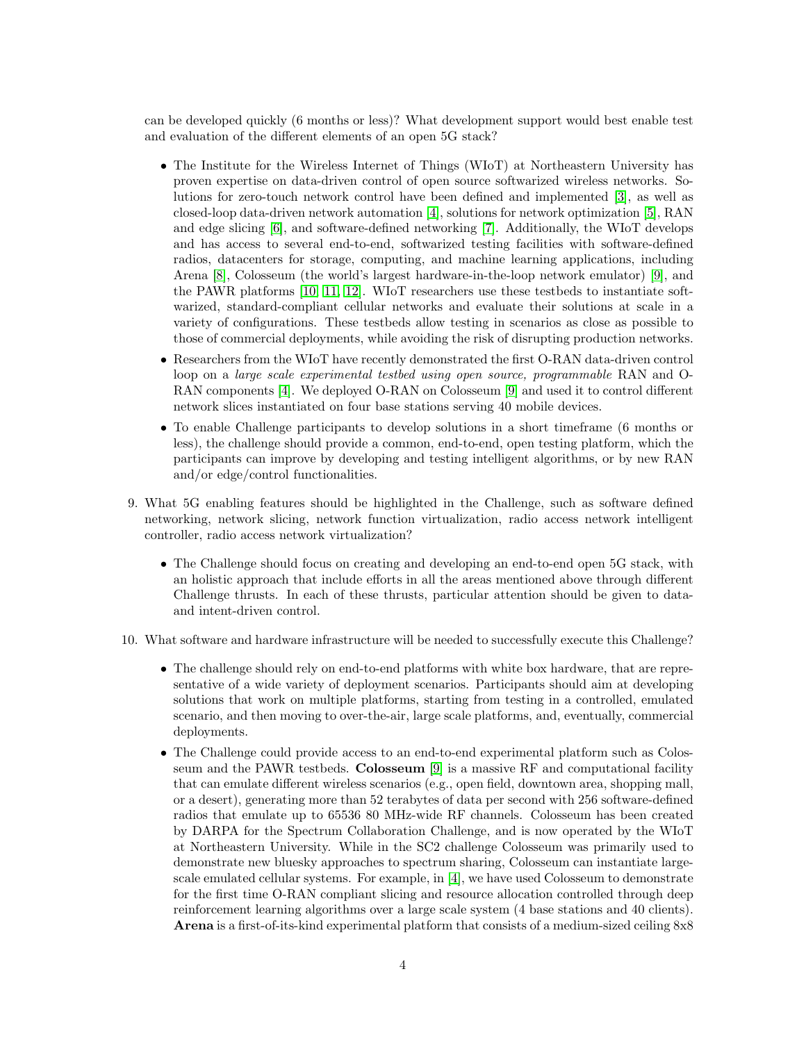can be developed quickly (6 months or less)? What development support would best enable test and evaluation of the different elements of an open 5G stack?

- The Institute for the Wireless Internet of Things (WIoT) at Northeastern University has proven expertise on data-driven control of open source softwarized wireless networks. Solutions for zero-touch network control have been defined and implemented [3], as well as closed-loop data-driven network automation [4], solutions for network optimization [5], RAN and edge slicing [6], and software-defined networking [7]. Additionally, the WIoT develops and has access to several end-to-end, softwarized testing facilities with software-defined radios, datacenters for storage, computing, and machine learning applications, including Arena [8], Colosseum (the world's largest hardware-in-the-loop network emulator) [9], and the PAWR platforms [10, 11, 12]. WIoT researchers use these testbeds to instantiate softwarized, standard-compliant cellular networks and evaluate their solutions at scale in a variety of configurations. These testbeds allow testing in scenarios as close as possible to those of commercial deployments, while avoiding the risk of disrupting production networks.
- Researchers from the WIoT have recently demonstrated the first O-RAN data-driven control loop on a *large scale experimental testbed using open source, programmable* RAN and O-RAN components [4]. We deployed O-RAN on Colosseum [9] and used it to control different network slices instantiated on four base stations serving 40 mobile devices.
- To enable Challenge participants to develop solutions in a short timeframe (6 months or less), the challenge should provide a common, end-to-end, open testing platform, which the participants can improve by developing and testing intelligent algorithms, or by new RAN and/or edge/control functionalities.

9. What 5G enabling features should be highlighted in the Challenge, such as software defined networking, network slicing, network function virtualization, radio access network intelligent controller, radio access network virtualization?

   - The Challenge should focus on creating and developing an end-to-end open 5G stack, with an holistic approach that include efforts in all the areas mentioned above through different Challenge thrusts. In each of these thrusts, particular attention should be given to data- and intent-driven control.

10. What software and hardware infrastructure will be needed to successfully execute this Challenge?

    - The challenge should rely on end-to-end platforms with white box hardware, that are representative of a wide variety of deployment scenarios. Participants should aim at developing solutions that work on multiple platforms, starting from testing in a controlled, emulated scenario, and then moving to over-the-air, large scale platforms, and, eventually, commercial deployments.
    - The Challenge could provide access to an end-to-end experimental platform such as Colosseum and the PAWR testbeds. **Colosseum** [9] is a massive RF and computational facility that can emulate different wireless scenarios (e.g., open field, downtown area, shopping mall, or a desert), generating more than 52 terabytes of data per second with 256 software-defined radios that emulate up to 65536 80 MHz-wide RF channels. Colosseum has been created by DARPA for the Spectrum Collaboration Challenge, and is now operated by the WIoT at Northeastern University. While in the SC2 challenge Colosseum was primarily used to demonstrate new bluesky approaches to spectrum sharing, Colosseum can instantiate large-scale emulated cellular systems. For example, in [4], we have used Colosseum to demonstrate for the first time O-RAN compliant slicing and resource allocation controlled through deep reinforcement learning algorithms over a large scale system (4 base stations and 40 clients). **Arena** is a first-of-its-kind experimental platform that consists of a medium-sized ceiling 8x8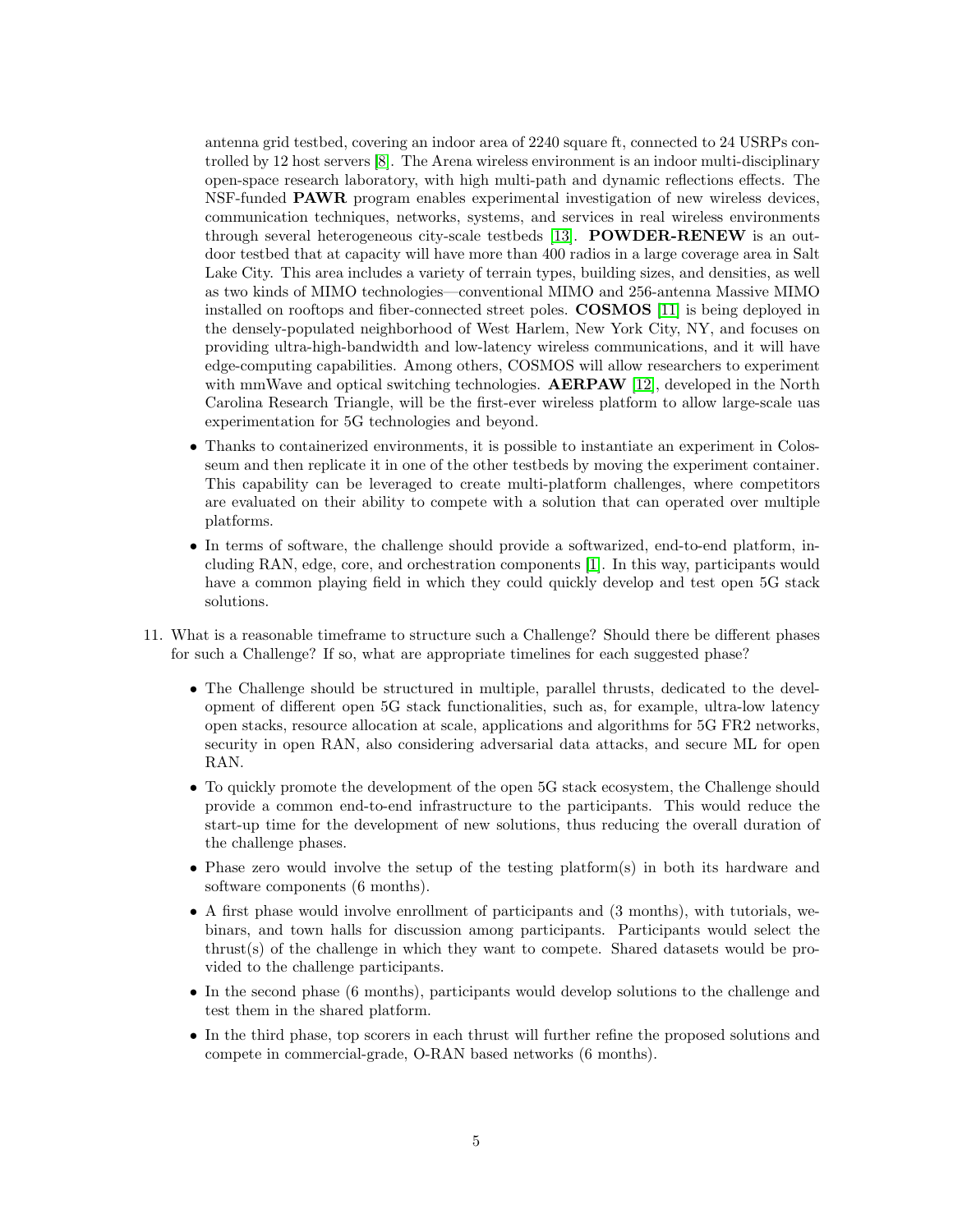antenna grid testbed, covering an indoor area of 2240 square ft, connected to 24 USRPs controlled by 12 host servers [8]. The Arena wireless environment is an indoor multi-disciplinary open-space research laboratory, with high multi-path and dynamic reflections effects. The NSF-funded **PAWR** program enables experimental investigation of new wireless devices, communication techniques, networks, systems, and services in real wireless environments through several heterogeneous city-scale testbeds [13]. **POWDER-RENEW** is an outdoor testbed that at capacity will have more than 400 radios in a large coverage area in Salt Lake City. This area includes a variety of terrain types, building sizes, and densities, as well as two kinds of MIMO technologies—conventional MIMO and 256-antenna Massive MIMO installed on rooftops and fiber-connected street poles. **COSMOS** [11] is being deployed in the densely-populated neighborhood of West Harlem, New York City, NY, and focuses on providing ultra-high-bandwidth and low-latency wireless communications, and it will have edge-computing capabilities. Among others, COSMOS will allow researchers to experiment with mmWave and optical switching technologies. **AERPAW** [12], developed in the North Carolina Research Triangle, will be the first-ever wireless platform to allow large-scale uas experimentation for 5G technologies and beyond.

- Thanks to containerized environments, it is possible to instantiate an experiment in Colosseum and then replicate it in one of the other testbeds by moving the experiment container. This capability can be leveraged to create multi-platform challenges, where competitors are evaluated on their ability to compete with a solution that can operated over multiple platforms.
- In terms of software, the challenge should provide a softwarized, end-to-end platform, including RAN, edge, core, and orchestration components [1]. In this way, participants would have a common playing field in which they could quickly develop and test open 5G stack solutions.

11. What is a reasonable timeframe to structure such a Challenge? Should there be different phases for such a Challenge? If so, what are appropriate timelines for each suggested phase?

    - The Challenge should be structured in multiple, parallel thrusts, dedicated to the development of different open 5G stack functionalities, such as, for example, ultra-low latency open stacks, resource allocation at scale, applications and algorithms for 5G FR2 networks, security in open RAN, also considering adversarial data attacks, and secure ML for open RAN.
    - To quickly promote the development of the open 5G stack ecosystem, the Challenge should provide a common end-to-end infrastructure to the participants. This would reduce the start-up time for the development of new solutions, thus reducing the overall duration of the challenge phases.
    - Phase zero would involve the setup of the testing platform(s) in both its hardware and software components (6 months).
    - A first phase would involve enrollment of participants and (3 months), with tutorials, webinars, and town halls for discussion among participants. Participants would select the thrust(s) of the challenge in which they want to compete. Shared datasets would be provided to the challenge participants.
    - In the second phase (6 months), participants would develop solutions to the challenge and test them in the shared platform.
    - In the third phase, top scorers in each thrust will further refine the proposed solutions and compete in commercial-grade, O-RAN based networks (6 months).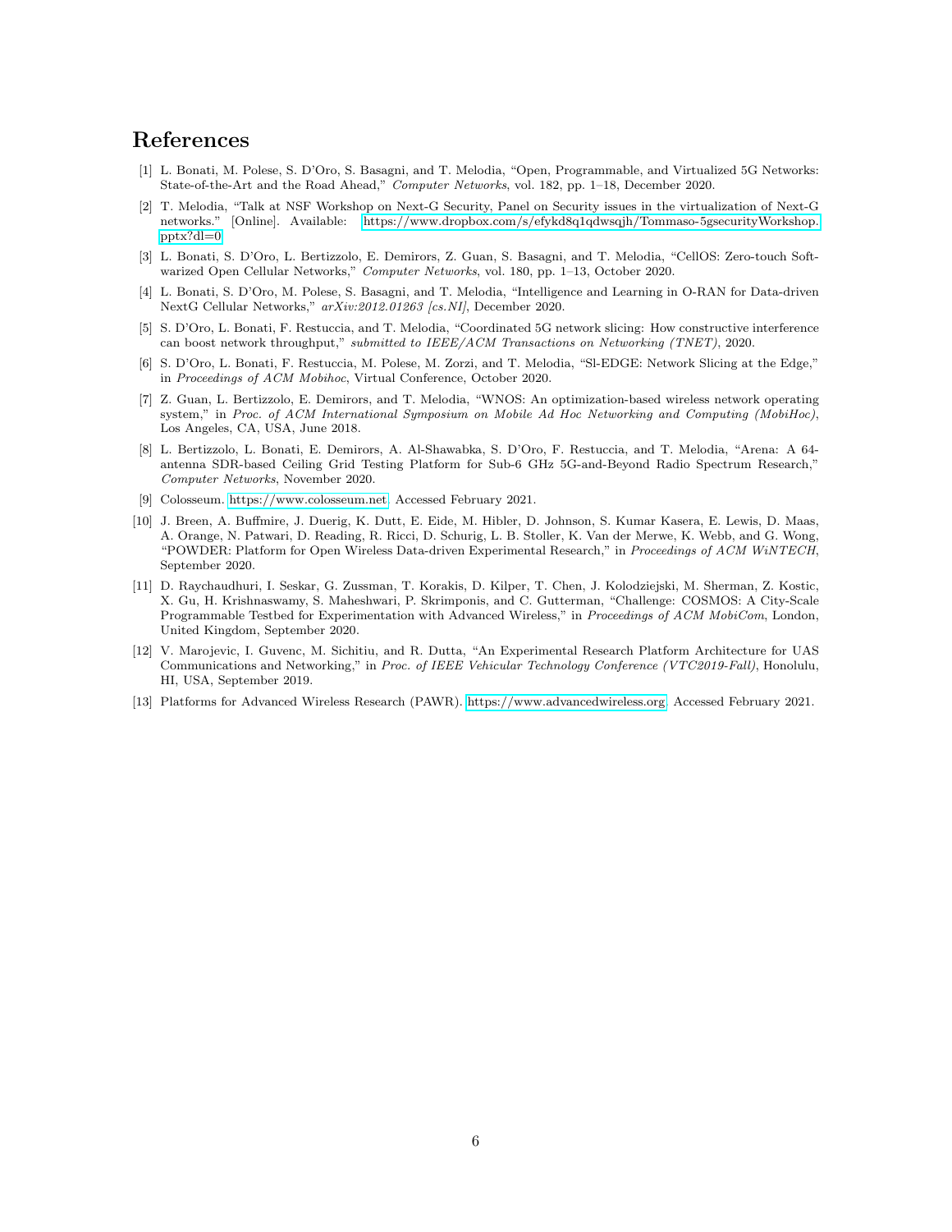# References

[1] L. Bonati, M. Polese, S. D'Oro, S. Basagni, and T. Melodia, "Open, Programmable, and Virtualized 5G Networks: State-of-the-Art and the Road Ahead," *Computer Networks*, vol. 182, pp. 1–18, December 2020.

[2] T. Melodia, "Talk at NSF Workshop on Next-G Security, Panel on Security issues in the virtualization of Next-G networks." [Online]. Available: https://www.dropbox.com/s/efykd8q1qdwsqjh/Tommaso-5gsecurityWorkshop.pptx?dl=0

[3] L. Bonati, S. D'Oro, L. Bertizzolo, E. Demirors, Z. Guan, S. Basagni, and T. Melodia, "CellOS: Zero-touch Softwarized Open Cellular Networks," *Computer Networks*, vol. 180, pp. 1–13, October 2020.

[4] L. Bonati, S. D'Oro, M. Polese, S. Basagni, and T. Melodia, "Intelligence and Learning in O-RAN for Data-driven NextG Cellular Networks," *arXiv:2012.01263 [cs.NI]*, December 2020.

[5] S. D'Oro, L. Bonati, F. Restuccia, and T. Melodia, "Coordinated 5G network slicing: How constructive interference can boost network throughput," *submitted to IEEE/ACM Transactions on Networking (TNET)*, 2020.

[6] S. D'Oro, L. Bonati, F. Restuccia, M. Polese, M. Zorzi, and T. Melodia, "Sl-EDGE: Network Slicing at the Edge," in *Proceedings of ACM Mobihoc*, Virtual Conference, October 2020.

[7] Z. Guan, L. Bertizzolo, E. Demirors, and T. Melodia, "WNOS: An optimization-based wireless network operating system," in *Proc. of ACM International Symposium on Mobile Ad Hoc Networking and Computing (MobiHoc)*, Los Angeles, CA, USA, June 2018.

[8] L. Bertizzolo, L. Bonati, E. Demirors, A. Al-Shawabka, S. D'Oro, F. Restuccia, and T. Melodia, "Arena: A 64-antenna SDR-based Ceiling Grid Testing Platform for Sub-6 GHz 5G-and-Beyond Radio Spectrum Research," *Computer Networks*, November 2020.

[9] Colosseum. https://www.colosseum.net. Accessed February 2021.

[10] J. Breen, A. Buffmire, J. Duerig, K. Dutt, E. Eide, M. Hibler, D. Johnson, S. Kumar Kasera, E. Lewis, D. Maas, A. Orange, N. Patwari, D. Reading, R. Ricci, D. Schurig, L. B. Stoller, K. Van der Merwe, K. Webb, and G. Wong, "POWDER: Platform for Open Wireless Data-driven Experimental Research," in *Proceedings of ACM WiNTECH*, September 2020.

[11] D. Raychaudhuri, I. Seskar, G. Zussman, T. Korakis, D. Kilper, T. Chen, J. Kolodziejski, M. Sherman, Z. Kostic, X. Gu, H. Krishnaswamy, S. Maheshwari, P. Skrimponis, and C. Gutterman, "Challenge: COSMOS: A City-Scale Programmable Testbed for Experimentation with Advanced Wireless," in *Proceedings of ACM MobiCom*, London, United Kingdom, September 2020.

[12] V. Marojevic, I. Guvenc, M. Sichitiu, and R. Dutta, "An Experimental Research Platform Architecture for UAS Communications and Networking," in *Proc. of IEEE Vehicular Technology Conference (VTC2019-Fall)*, Honolulu, HI, USA, September 2019.

[13] Platforms for Advanced Wireless Research (PAWR). https://www.advancedwireless.org. Accessed February 2021.